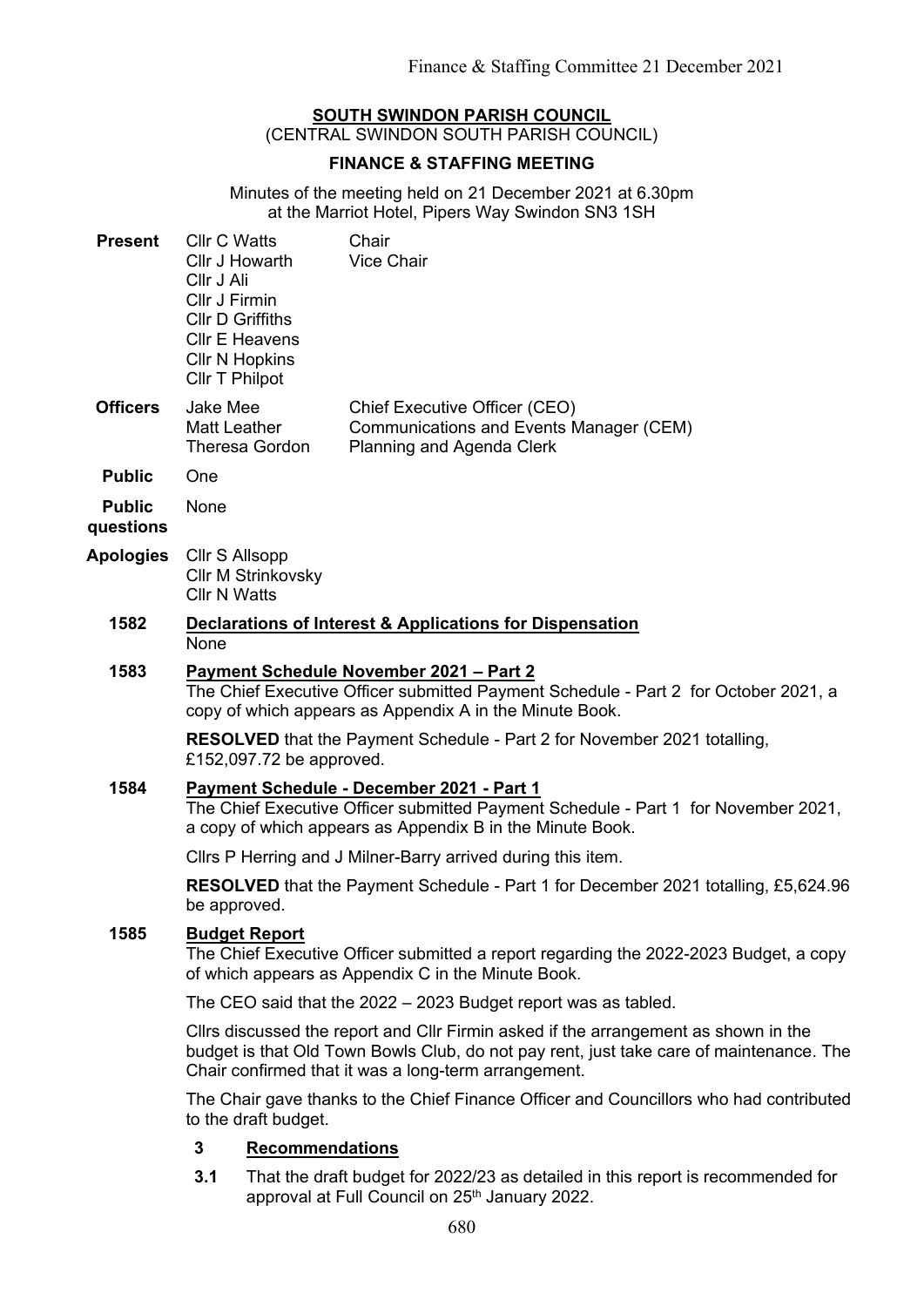**SOUTH SWINDON PARISH COUNCIL**
(CENTRAL SWINDON SOUTH PARISH COUNCIL)

**FINANCE & STAFFING MEETING**

Minutes of the meeting held on 21 December 2021 at 6.30pm at the Marriot Hotel, Pipers Way Swindon SN3 1SH

**Present**
Cllr C Watts — Chair
Cllr J Howarth — Vice Chair
Cllr J Ali
Cllr J Firmin
Cllr D Griffiths
Cllr E Heavens
Cllr N Hopkins
Cllr T Philpot

**Officers**
Jake Mee — Chief Executive Officer (CEO)
Matt Leather — Communications and Events Manager (CEM)
Theresa Gordon — Planning and Agenda Clerk

**Public** One

**Public questions** None

**Apologies**
Cllr S Allsopp
Cllr M Strinkovsky
Cllr N Watts

**1582 Declarations of Interest & Applications for Dispensation**

None

**1583 Payment Schedule November 2021 – Part 2**

The Chief Executive Officer submitted Payment Schedule - Part 2 for October 2021, a copy of which appears as Appendix A in the Minute Book.

**RESOLVED** that the Payment Schedule - Part 2 for November 2021 totalling, £152,097.72 be approved.

**1584 Payment Schedule - December 2021 - Part 1**

The Chief Executive Officer submitted Payment Schedule - Part 1 for November 2021, a copy of which appears as Appendix B in the Minute Book.

Cllrs P Herring and J Milner-Barry arrived during this item.

**RESOLVED** that the Payment Schedule - Part 1 for December 2021 totalling, £5,624.96 be approved.

**1585 Budget Report**

The Chief Executive Officer submitted a report regarding the 2022-2023 Budget, a copy of which appears as Appendix C in the Minute Book.

The CEO said that the 2022 – 2023 Budget report was as tabled.

Cllrs discussed the report and Cllr Firmin asked if the arrangement as shown in the budget is that Old Town Bowls Club, do not pay rent, just take care of maintenance. The Chair confirmed that it was a long-term arrangement.

The Chair gave thanks to the Chief Finance Officer and Councillors who had contributed to the draft budget.

**3 Recommendations**

**3.1** That the draft budget for 2022/23 as detailed in this report is recommended for approval at Full Council on 25th January 2022.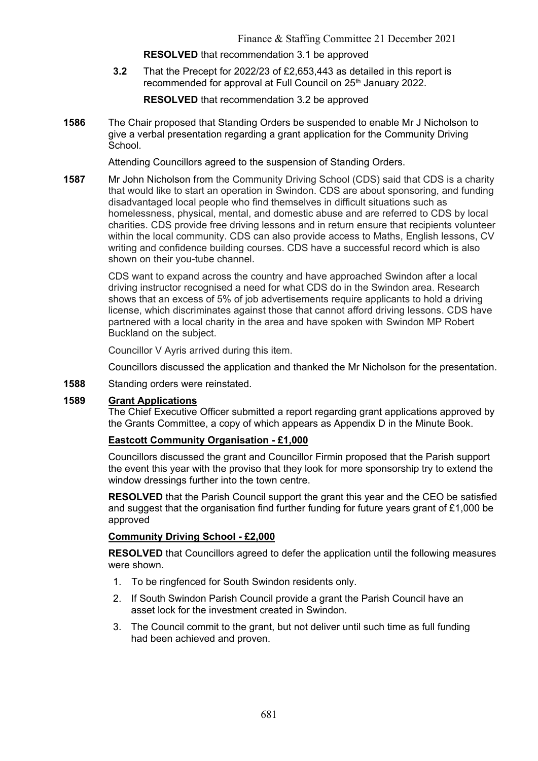**RESOLVED** that recommendation 3.1 be approved

**3.2** That the Precept for 2022/23 of £2,653,443 as detailed in this report is recommended for approval at Full Council on 25th January 2022.

**RESOLVED** that recommendation 3.2 be approved

**1586** The Chair proposed that Standing Orders be suspended to enable Mr J Nicholson to give a verbal presentation regarding a grant application for the Community Driving School.

Attending Councillors agreed to the suspension of Standing Orders.

**1587** Mr John Nicholson from the Community Driving School (CDS) said that CDS is a charity that would like to start an operation in Swindon. CDS are about sponsoring, and funding disadvantaged local people who find themselves in difficult situations such as homelessness, physical, mental, and domestic abuse and are referred to CDS by local charities. CDS provide free driving lessons and in return ensure that recipients volunteer within the local community. CDS can also provide access to Maths, English lessons, CV writing and confidence building courses. CDS have a successful record which is also shown on their you-tube channel.

CDS want to expand across the country and have approached Swindon after a local driving instructor recognised a need for what CDS do in the Swindon area. Research shows that an excess of 5% of job advertisements require applicants to hold a driving license, which discriminates against those that cannot afford driving lessons. CDS have partnered with a local charity in the area and have spoken with Swindon MP Robert Buckland on the subject.

Councillor V Ayris arrived during this item.

Councillors discussed the application and thanked the Mr Nicholson for the presentation.

**1588** Standing orders were reinstated.

**1589** **Grant Applications**

The Chief Executive Officer submitted a report regarding grant applications approved by the Grants Committee, a copy of which appears as Appendix D in the Minute Book.

**Eastcott Community Organisation - £1,000**

Councillors discussed the grant and Councillor Firmin proposed that the Parish support the event this year with the proviso that they look for more sponsorship try to extend the window dressings further into the town centre.

**RESOLVED** that the Parish Council support the grant this year and the CEO be satisfied and suggest that the organisation find further funding for future years grant of £1,000 be approved

**Community Driving School - £2,000**

**RESOLVED** that Councillors agreed to defer the application until the following measures were shown.

1. To be ringfenced for South Swindon residents only.
2. If South Swindon Parish Council provide a grant the Parish Council have an asset lock for the investment created in Swindon.
3. The Council commit to the grant, but not deliver until such time as full funding had been achieved and proven.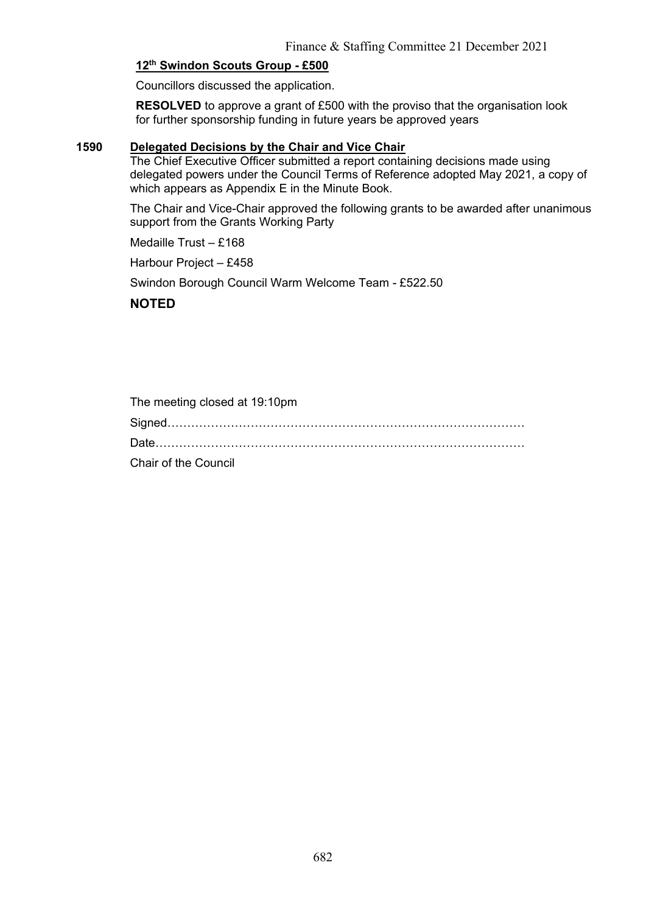**12th Swindon Scouts Group - £500**

Councillors discussed the application.

**RESOLVED** to approve a grant of £500 with the proviso that the organisation look for further sponsorship funding in future years be approved years

**1590 Delegated Decisions by the Chair and Vice Chair**

The Chief Executive Officer submitted a report containing decisions made using delegated powers under the Council Terms of Reference adopted May 2021, a copy of which appears as Appendix E in the Minute Book.

The Chair and Vice-Chair approved the following grants to be awarded after unanimous support from the Grants Working Party

Medaille Trust – £168

Harbour Project – £458

Swindon Borough Council Warm Welcome Team - £522.50

**NOTED**

The meeting closed at 19:10pm

Signed………………………………………………………………………………

Date…………………………………………………………………………………

Chair of the Council